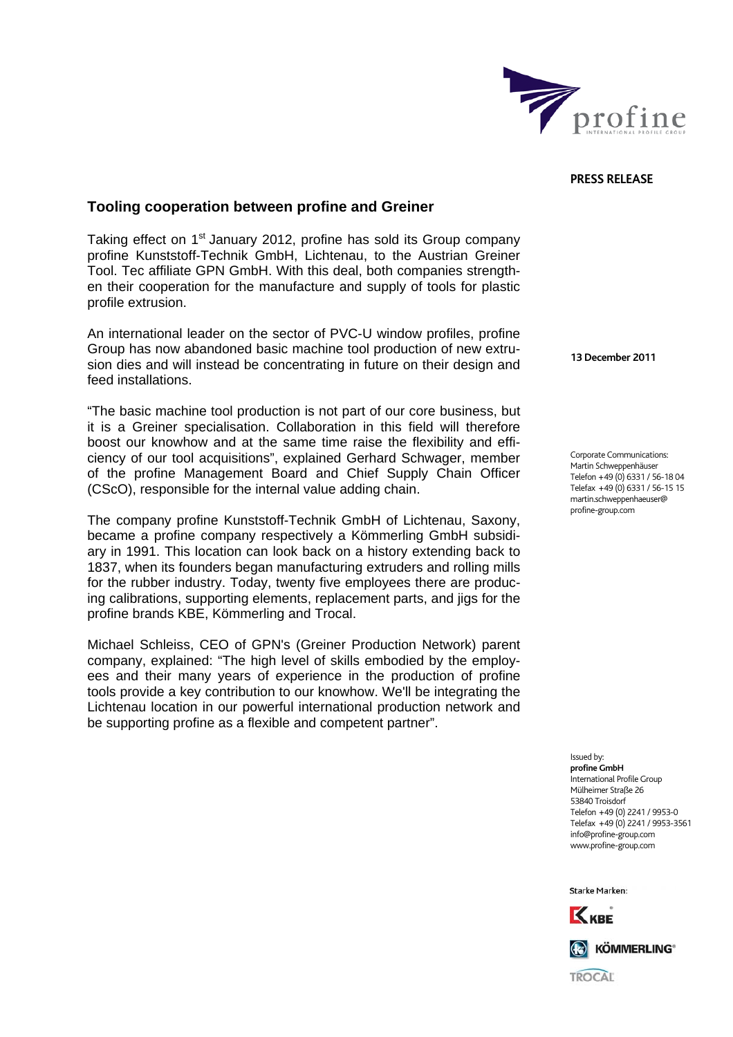**PRESS RELEASE**

## Tooling cooperation between profine and Greiner

**13 December 2011**

Taking effect on 1st January 2012, profine has sold its Group company profine Kunststoff-Technik GmbH, Lichtenau, to the Austrian Greiner Tool. Tec affiliate GPN GmbH. With this deal, both companies strengthen their cooperation for the manufacture and supply of tools for plastic profile extrusion.

An international leader on the sector of PVC-U window profiles, profine Group has now abandoned basic machine tool production of new extrusion dies and will instead be concentrating in future on their design and feed installations.

"The basic machine tool production is not part of our core business, but it is a Greiner specialisation. Collaboration in this field will therefore boost our knowhow and at the same time raise the flexibility and efficiency of our tool acquisitions", explained Gerhard Schwager, member of the profine Management Board and Chief Supply Chain Officer (CScO), responsible for the internal value adding chain.

The company profine Kunststoff-Technik GmbH of Lichtenau, Saxony, became a profine company respectively a Kömmerling GmbH subsidiary in 1991. This location can look back on a history extending back to 1837, when its founders began manufacturing extruders and rolling mills for the rubber industry. Today, twenty five employees there are producing calibrations, supporting elements, replacement parts, and jigs for the profine brands KBE, Kömmerling and Trocal.

Michael Schleiss, CEO of GPN's (Greiner Production Network) parent company, explained: "The high level of skills embodied by the employees and their many years of experience in the production of profine tools provide a key contribution to our knowhow. We'll be integrating the Lichtenau location in our powerful international production network and be supporting profine as a flexible and competent partner".

Corporate Communications:
Martin Schweppenhäuser
Telefon +49 (0) 6331 / 56-18 04
Telefax +49 (0) 6331 / 56-15 15
martin.schweppenhaeuser@profine-group.com

Issued by:
**profine GmbH**
International Profile Group
Mülheimer Straße 26
53840 Troisdorf
Telefon +49 (0) 2241 / 9953-0
Telefax +49 (0) 2241 / 9953-3561
info@profine-group.com
www.profine-group.com

Starke Marken:
KBE
KÖMMERLING
TROCAL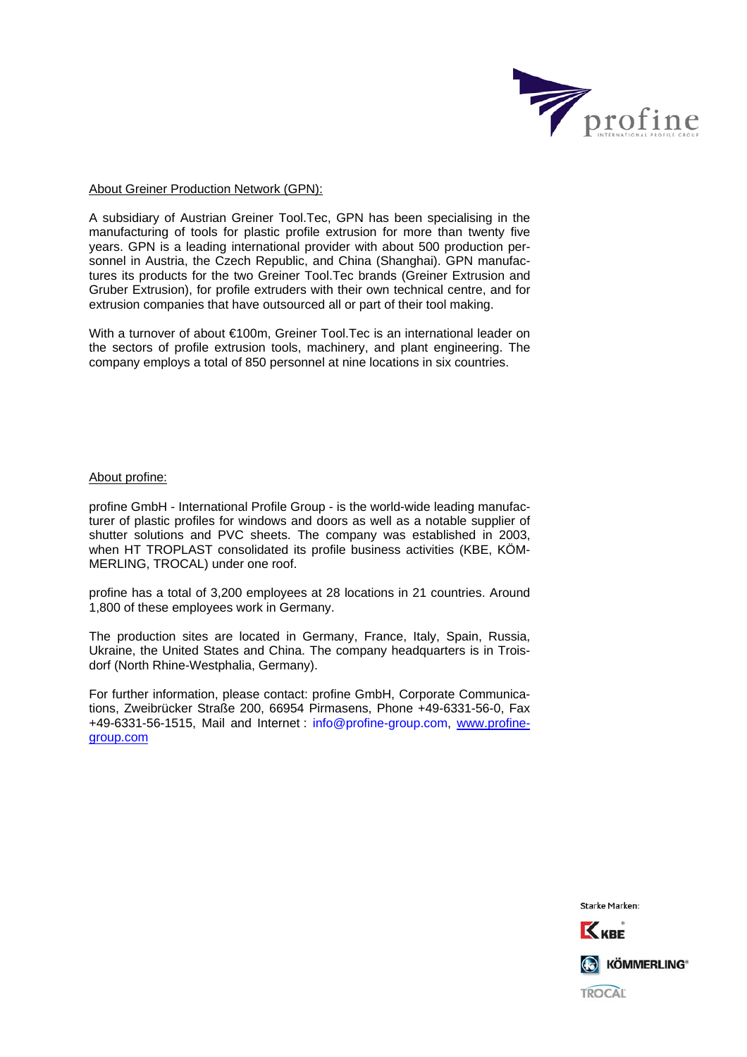About Greiner Production Network (GPN):

A subsidiary of Austrian Greiner Tool.Tec, GPN has been specialising in the manufacturing of tools for plastic profile extrusion for more than twenty five years. GPN is a leading international provider with about 500 production personnel in Austria, the Czech Republic, and China (Shanghai). GPN manufactures its products for the two Greiner Tool.Tec brands (Greiner Extrusion and Gruber Extrusion), for profile extruders with their own technical centre, and for extrusion companies that have outsourced all or part of their tool making.

With a turnover of about €100m, Greiner Tool.Tec is an international leader on the sectors of profile extrusion tools, machinery, and plant engineering. The company employs a total of 850 personnel at nine locations in six countries.

About profine:

profine GmbH - International Profile Group - is the world-wide leading manufacturer of plastic profiles for windows and doors as well as a notable supplier of shutter solutions and PVC sheets. The company was established in 2003, when HT TROPLAST consolidated its profile business activities (KBE, KÖMMERLING, TROCAL) under one roof.

profine has a total of 3,200 employees at 28 locations in 21 countries. Around 1,800 of these employees work in Germany.

The production sites are located in Germany, France, Italy, Spain, Russia, Ukraine, the United States and China. The company headquarters is in Troisdorf (North Rhine-Westphalia, Germany).

For further information, please contact: profine GmbH, Corporate Communications, Zweibrücker Straße 200, 66954 Pirmasens, Phone +49-6331-56-0, Fax +49-6331-56-1515, Mail and Internet : info@profine-group.com, www.profine-group.com

Starke Marken:

KBE

KÖMMERLING

TROCAL